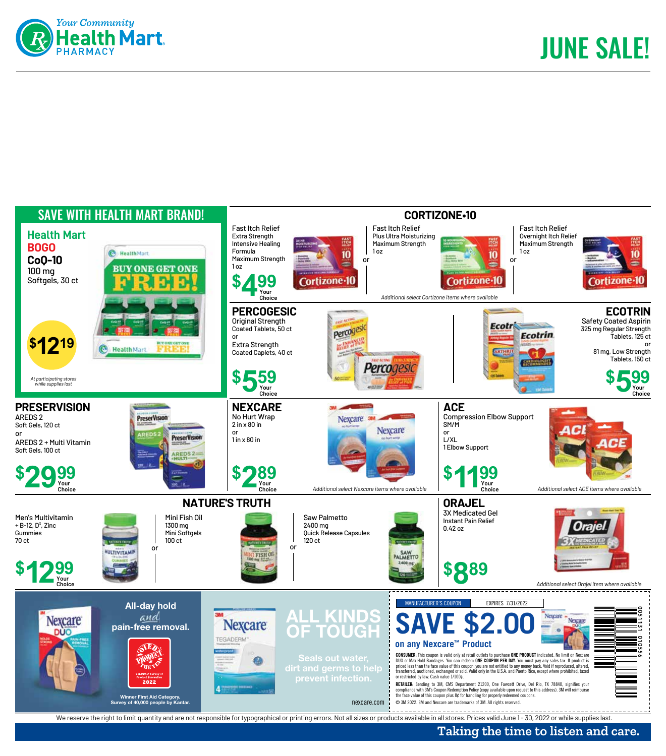Your Community Health Mart PHARMACY

# JUNE SALE!

## SAVE WITH HEALTH MART BRAND!

**Health Mart BOGO CoQ-10**
100 mg
Softgels, 30 ct

**$12.19**

*At participating stores while supplies last*

## CORTIZONE•10

Fast Itch Relief
Extra Strength
Intensive Healing Formula
Maximum Strength
1 oz

or

Fast Itch Relief
Plus Ultra Moisturizing
Maximum Strength
1 oz

or

Fast Itch Relief
Overnight Itch Relief
Maximum Strength
1 oz

**$4.99** Your Choice

*Additional select Cortizone items where available*

## PERCOGESIC

Original Strength
Coated Tablets, 50 ct
or
Extra Strength
Coated Caplets, 40 ct

**$5.59** Your Choice

## ECOTRIN

Safety Coated Aspirin
325 mg Regular Strength
Tablets, 125 ct
or
81 mg, Low Strength
Tablets, 150 ct

**$5.99** Your Choice

## PRESERVISION

AREDS 2
Soft Gels, 120 ct
or
AREDS 2 + Multi Vitamin
Soft Gels, 100 ct

**$29.99** Your Choice

## NEXCARE

No Hurt Wrap
2 in x 80 in
or
1 in x 80 in

**$2.89** Your Choice

*Additional select Nexcare items where available*

## ACE

Compression Elbow Support
SM/M
or
L/XL
1 Elbow Support

**$11.99** Your Choice

*Additional select ACE items where available*

## NATURE'S TRUTH

Men's Multivitamin
+ B-12, $D^3$, Zinc
Gummies
70 ct

or

Mini Fish Oil
1300 mg
Mini Softgels
100 ct

or

Saw Palmetto
2400 mg
Quick Release Capsules
120 ct

**$12.99** Your Choice

## ORAJEL

3X Medicated Gel
Instant Pain Relief
0.42 oz

**$8.89**

*Additional select Orajel item where available*

All-day hold *and* pain-free removal.

Winner First Aid Category. Survey of 40,000 people by Kantar.

ALL KINDS OF TOUGH

Seals out water, dirt and germs to help prevent infection.

nexcare.com

MANUFACTURER'S COUPON | EXPIRES 7/31/2022

# SAVE $2.00

**on any Nexcare™ Product**

**CONSUMER:** This coupon is valid only at retail outlets to purchase **ONE PRODUCT** indicated. No limit on Nexcare DUO or Max Hold Bandages. You can redeem **ONE COUPON PER DAY**. You must pay any sales tax. If product is priced less than the face value of this coupon, you are not entitled to any money back. Void if reproduced, altered, transferred, auctioned, exchanged or sold. Valid only in the U.S.A. and Puerto Rico, except where prohibited, taxed or restricted by law. Cash value 1/100¢.

**RETAILER:** Sending to 3M, CMS Department 21200, One Fawcett Drive, Del Rio, TX 78840, signifies your compliance with 3M's Coupon Redemption Policy (copy available upon request to this address). 3M will reimburse the face value of this coupon plus 8¢ for handling for properly redeemed coupons.

© 3M 2022. 3M and Nexcare are trademarks of 3M. All rights reserved.

We reserve the right to limit quantity and are not responsible for typographical or printing errors. Not all sizes or products available in all stores. Prices valid June 1 - 30, 2022 or while supplies last.

**Taking the time to listen and care.**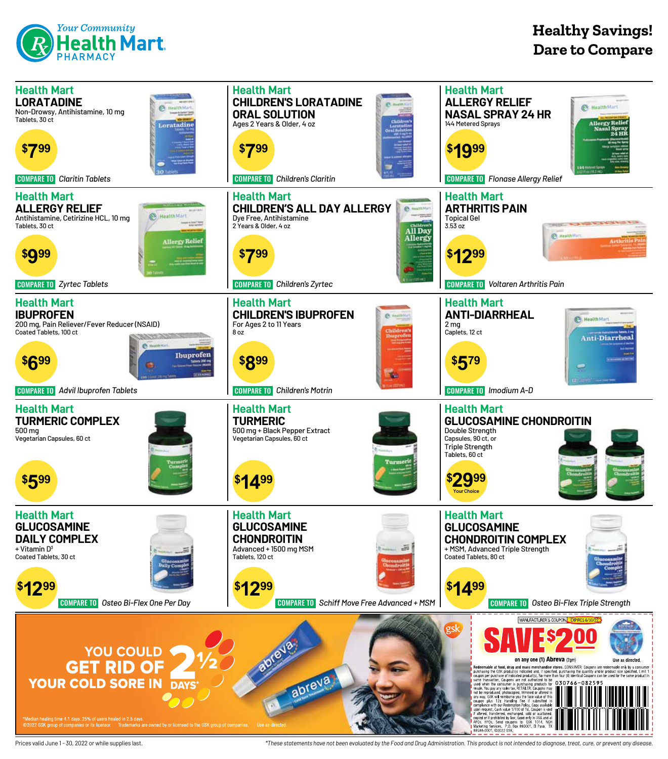# Your Community Health Mart PHARMACY

## Healthy Savings! Dare to Compare

### Health Mart LORATADINE
Non-Drowsy, Antihistamine, 10 mg
Tablets, 30 ct

**$7.99**

COMPARE TO *Claritin Tablets*

### Health Mart CHILDREN'S LORATADINE ORAL SOLUTION
Ages 2 Years & Older, 4 oz

**$7.99**

COMPARE TO *Children's Claritin*

### Health Mart ALLERGY RELIEF NASAL SPRAY 24 HR
144 Metered Sprays

**$19.99**

COMPARE TO *Flonase Allergy Relief*

### Health Mart ALLERGY RELIEF
Antihistamine, Cetirizine HCL, 10 mg
Tablets, 30 ct

**$9.99**

COMPARE TO *Zyrtec Tablets*

### Health Mart CHILDREN'S ALL DAY ALLERGY
Dye Free, Antihistamine
2 Years & Older, 4 oz

**$7.99**

COMPARE TO *Children's Zyrtec*

### Health Mart ARTHRITIS PAIN
Topical Gel
3.53 oz

**$12.99**

COMPARE TO *Voltaren Arthritis Pain*

### Health Mart IBUPROFEN
200 mg, Pain Reliever/Fever Reducer (NSAID)
Coated Tablets, 100 ct

**$6.99**

COMPARE TO *Advil Ibuprofen Tablets*

### Health Mart CHILDREN'S IBUPROFEN
For Ages 2 to 11 Years
8 oz

**$8.99**

COMPARE TO *Children's Motrin*

### Health Mart ANTI-DIARRHEAL
2 mg
Caplets, 12 ct

**$5.79**

COMPARE TO *Imodium A-D*

### Health Mart TURMERIC COMPLEX
500 mg
Vegetarian Capsules, 60 ct

**$5.99**

### Health Mart TURMERIC
500 mg + Black Pepper Extract
Vegetarian Capsules, 60 ct

**$14.99**

### Health Mart GLUCOSAMINE CHONDROITIN
Double Strength
Capsules, 90 ct, or
Triple Strength
Tablets, 60 ct

**$29.99** Your Choice

### Health Mart GLUCOSAMINE DAILY COMPLEX
+ Vitamin D3
Coated Tablets, 30 ct

**$12.99**

COMPARE TO *Osteo Bi-Flex One Per Day*

### Health Mart GLUCOSAMINE CHONDROITIN
Advanced + 1500 mg MSM
Tablets, 120 ct

**$12.99**

COMPARE TO *Schiff Move Free Advanced + MSM*

### Health Mart GLUCOSAMINE CHONDROITIN COMPLEX
+ MSM, Advanced Triple Strength
Coated Tablets, 80 ct

**$14.99**

COMPARE TO *Osteo Bi-Flex Triple Strength*

---

**YOU COULD GET RID OF YOUR COLD SORE IN 2½ DAYS***

*Median healing time 4.1 days. 25% of users healed in 2.5 days.
©2022 GSK group of companies or its licensor. Trademarks are owned by or licensed to the GSK group of companies. Use as directed.

MANUFACTURER'S COUPON | EXPIRES 6/30/22

**SAVE $2.00** on any one (1) Abreva (2gm)

Use as directed.

Redeemable at food, drug and mass merchandise stores. CONSUMER: Coupons are redeemable only by a consumer purchasing the GSK product(s) indicated and, if specified, purchasing the quantity and/or product size specified. Limit 1 coupon per purchase of indicated product(s). No more than four (4) identical Coupons can be used for the same product in same transaction. Coupons are not authorized to be used when the consumer is purchasing products for resale. You pay any sales tax. RETAILER: Coupons may not be reproduced, photocopied, trimmed or altered in any way. GSK will reimburse you the face value of this coupon plus 12¢ Handling Fee if submitted in compliance with our Redemption Policy. Copy available upon request. Cash value 1/100 of 1¢. Coupon is void if altered, transferred, exchanged, sold or auctioned, copied or if prohibited by law. Good only in USA and at APOs, FPOs. Send coupons to: GSK 1014, NCH Marketing Services, P.O. Box 880001, El Paso, TX 88588-0001. ©2022 GSK.

030766-082595

---

Prices valid June 1 - 30, 2022 or while supplies last.

*These statements have not been evaluated by the Food and Drug Administration. This product is not intended to diagnose, treat, cure, or prevent any disease.